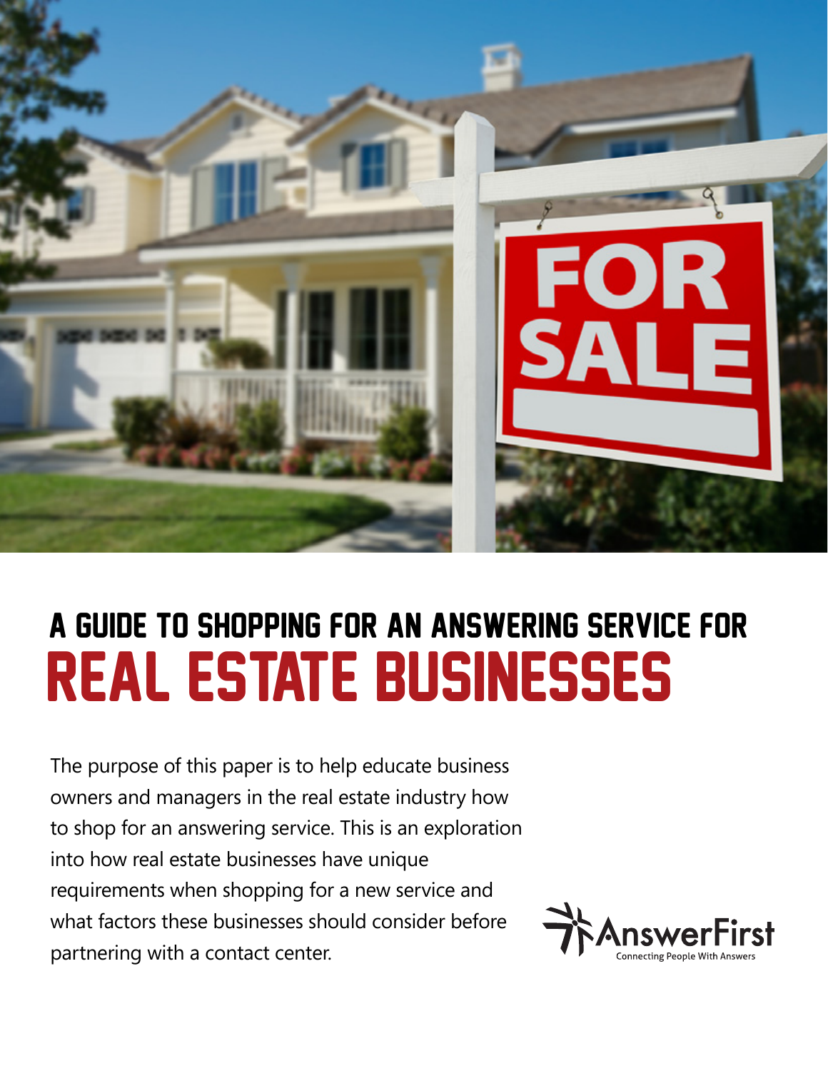# A GUIDE TO SHOPPING FOR AN ANSWERING SERVICE FOR REAL ESTATE BUSINESSES

The purpose of this paper is to help educate business owners and managers in the real estate industry how to shop for an answering service. This is an exploration into how real estate businesses have unique requirements when shopping for a new service and what factors these businesses should consider before partnering with a contact center.

AnswerFirst
Connecting People With Answers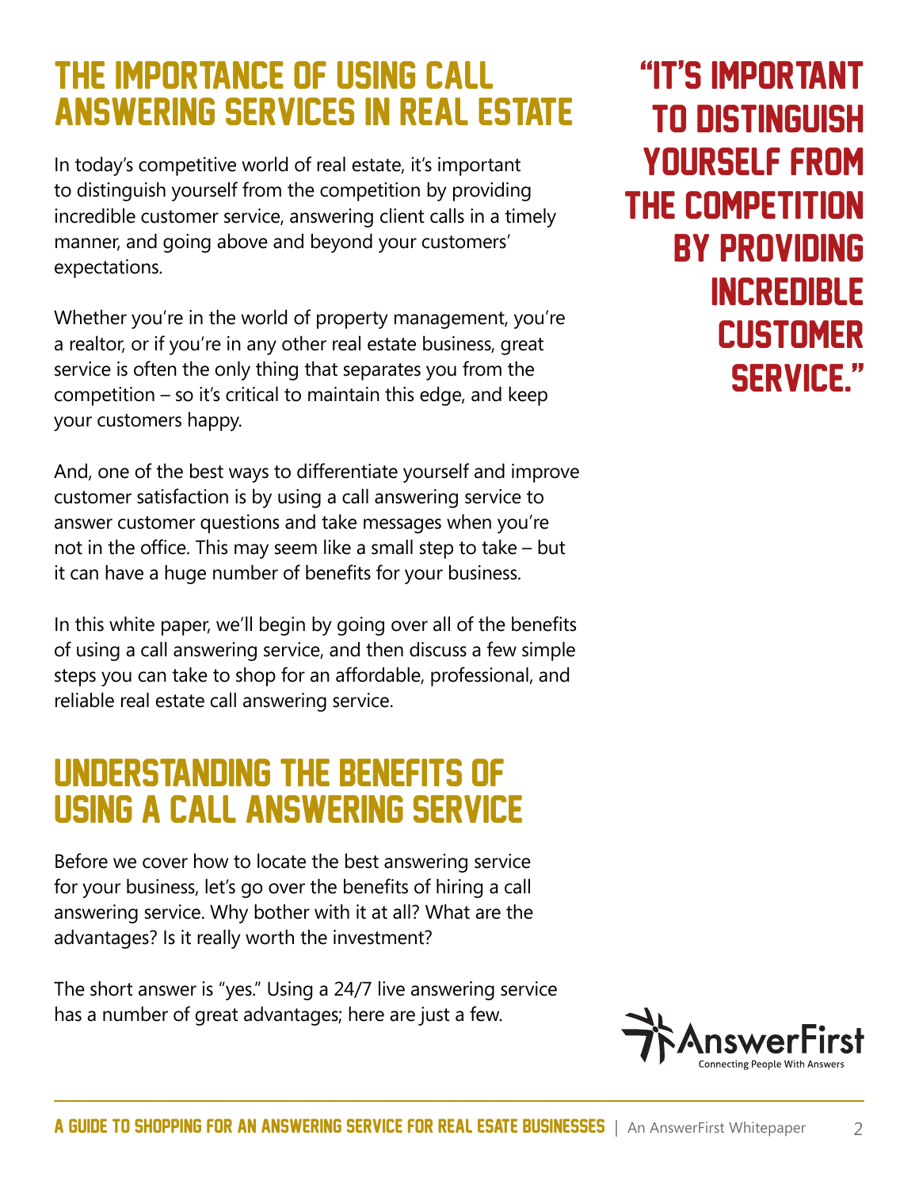## THE IMPORTANCE OF USING CALL ANSWERING SERVICES IN REAL ESTATE

In today's competitive world of real estate, it's important to distinguish yourself from the competition by providing incredible customer service, answering client calls in a timely manner, and going above and beyond your customers' expectations.

Whether you're in the world of property management, you're a realtor, or if you're in any other real estate business, great service is often the only thing that separates you from the competition – so it's critical to maintain this edge, and keep your customers happy.

And, one of the best ways to differentiate yourself and improve customer satisfaction is by using a call answering service to answer customer questions and take messages when you're not in the office. This may seem like a small step to take – but it can have a huge number of benefits for your business.

In this white paper, we'll begin by going over all of the benefits of using a call answering service, and then discuss a few simple steps you can take to shop for an affordable, professional, and reliable real estate call answering service.

> "IT'S IMPORTANT TO DISTINGUISH YOURSELF FROM THE COMPETITION BY PROVIDING INCREDIBLE CUSTOMER SERVICE."

## UNDERSTANDING THE BENEFITS OF USING A CALL ANSWERING SERVICE

Before we cover how to locate the best answering service for your business, let's go over the benefits of hiring a call answering service. Why bother with it at all? What are the advantages? Is it really worth the investment?

The short answer is "yes." Using a 24/7 live answering service has a number of great advantages; here are just a few.

AnswerFirst
Connecting People With Answers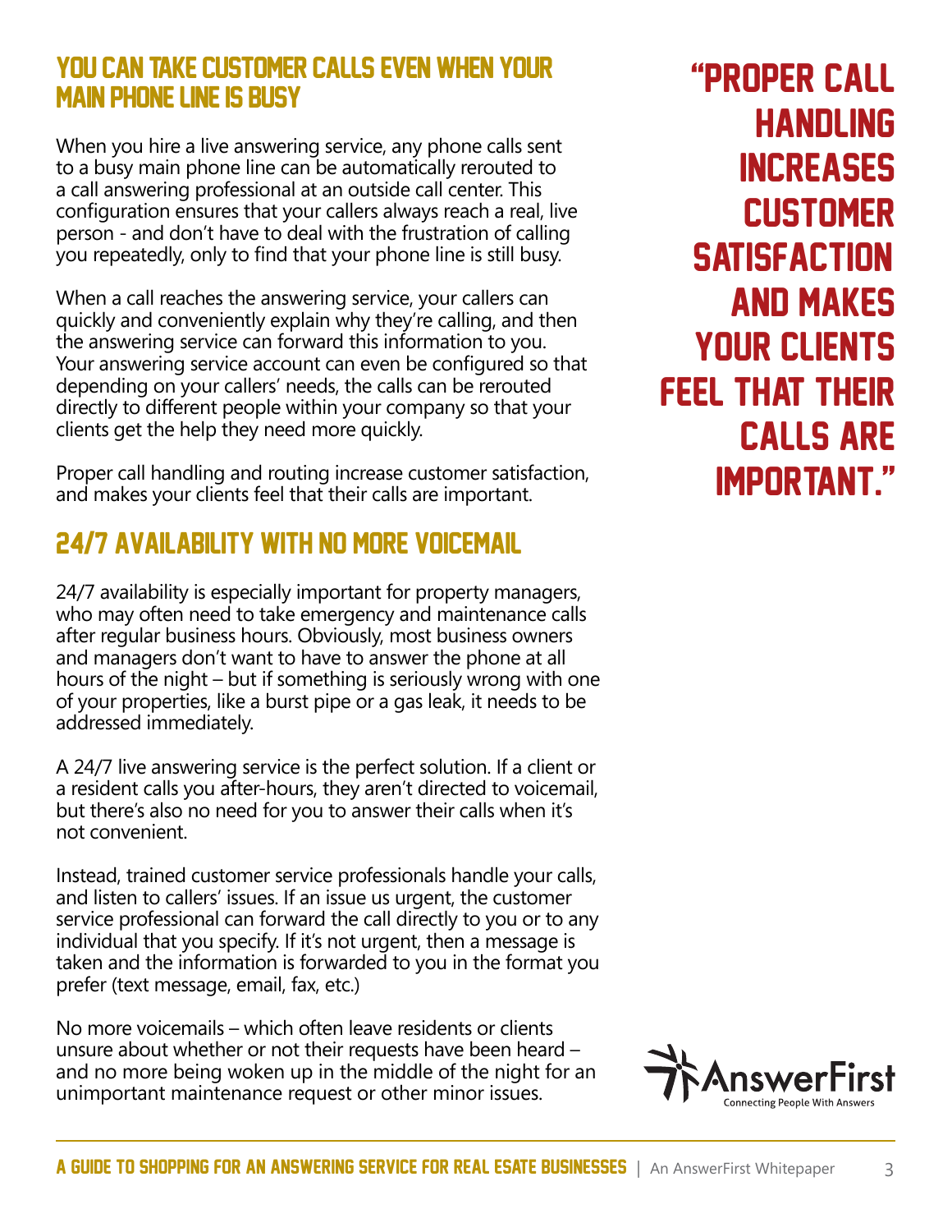## YOU CAN TAKE CUSTOMER CALLS EVEN WHEN YOUR MAIN PHONE LINE IS BUSY

When you hire a live answering service, any phone calls sent to a busy main phone line can be automatically rerouted to a call answering professional at an outside call center. This configuration ensures that your callers always reach a real, live person - and don't have to deal with the frustration of calling you repeatedly, only to find that your phone line is still busy.

When a call reaches the answering service, your callers can quickly and conveniently explain why they're calling, and then the answering service can forward this information to you. Your answering service account can even be configured so that depending on your callers' needs, the calls can be rerouted directly to different people within your company so that your clients get the help they need more quickly.

Proper call handling and routing increase customer satisfaction, and makes your clients feel that their calls are important.

> "PROPER CALL HANDLING INCREASES CUSTOMER SATISFACTION AND MAKES YOUR CLIENTS FEEL THAT THEIR CALLS ARE IMPORTANT."

## 24/7 AVAILABILITY WITH NO MORE VOICEMAIL

24/7 availability is especially important for property managers, who may often need to take emergency and maintenance calls after regular business hours. Obviously, most business owners and managers don't want to have to answer the phone at all hours of the night – but if something is seriously wrong with one of your properties, like a burst pipe or a gas leak, it needs to be addressed immediately.

A 24/7 live answering service is the perfect solution. If a client or a resident calls you after-hours, they aren't directed to voicemail, but there's also no need for you to answer their calls when it's not convenient.

Instead, trained customer service professionals handle your calls, and listen to callers' issues. If an issue us urgent, the customer service professional can forward the call directly to you or to any individual that you specify. If it's not urgent, then a message is taken and the information is forwarded to you in the format you prefer (text message, email, fax, etc.)

No more voicemails – which often leave residents or clients unsure about whether or not their requests have been heard – and no more being woken up in the middle of the night for an unimportant maintenance request or other minor issues.

AnswerFirst
Connecting People With Answers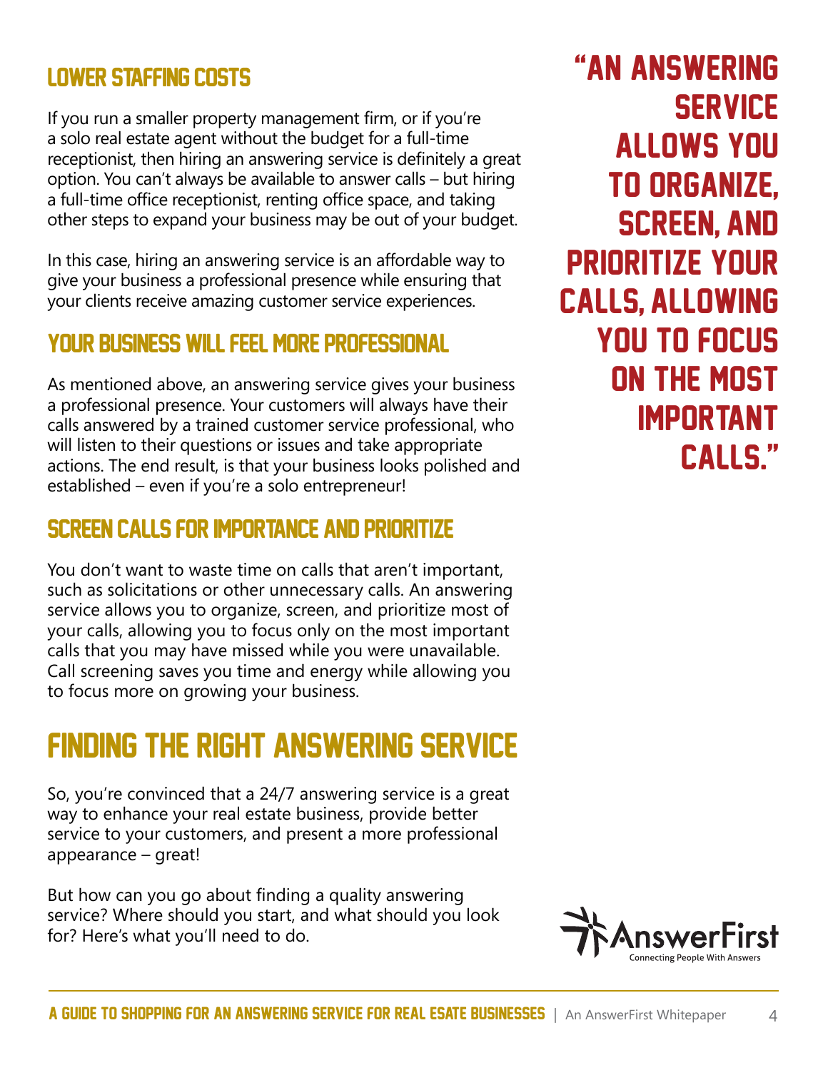## Lower Staffing Costs

If you run a smaller property management firm, or if you're a solo real estate agent without the budget for a full-time receptionist, then hiring an answering service is definitely a great option. You can't always be available to answer calls – but hiring a full-time office receptionist, renting office space, and taking other steps to expand your business may be out of your budget.

In this case, hiring an answering service is an affordable way to give your business a professional presence while ensuring that your clients receive amazing customer service experiences.

## Your Business Will Feel More Professional

As mentioned above, an answering service gives your business a professional presence. Your customers will always have their calls answered by a trained customer service professional, who will listen to their questions or issues and take appropriate actions. The end result, is that your business looks polished and established – even if you're a solo entrepreneur!

## Screen Calls for Importance and Prioritize

You don't want to waste time on calls that aren't important, such as solicitations or other unnecessary calls. An answering service allows you to organize, screen, and prioritize most of your calls, allowing you to focus only on the most important calls that you may have missed while you were unavailable. Call screening saves you time and energy while allowing you to focus more on growing your business.

> "An answering service allows you to organize, screen, and prioritize your calls, allowing you to focus on the most important calls."

# Finding the Right Answering Service

So, you're convinced that a 24/7 answering service is a great way to enhance your real estate business, provide better service to your customers, and present a more professional appearance – great!

But how can you go about finding a quality answering service? Where should you start, and what should you look for? Here's what you'll need to do.

AnswerFirst
Connecting People With Answers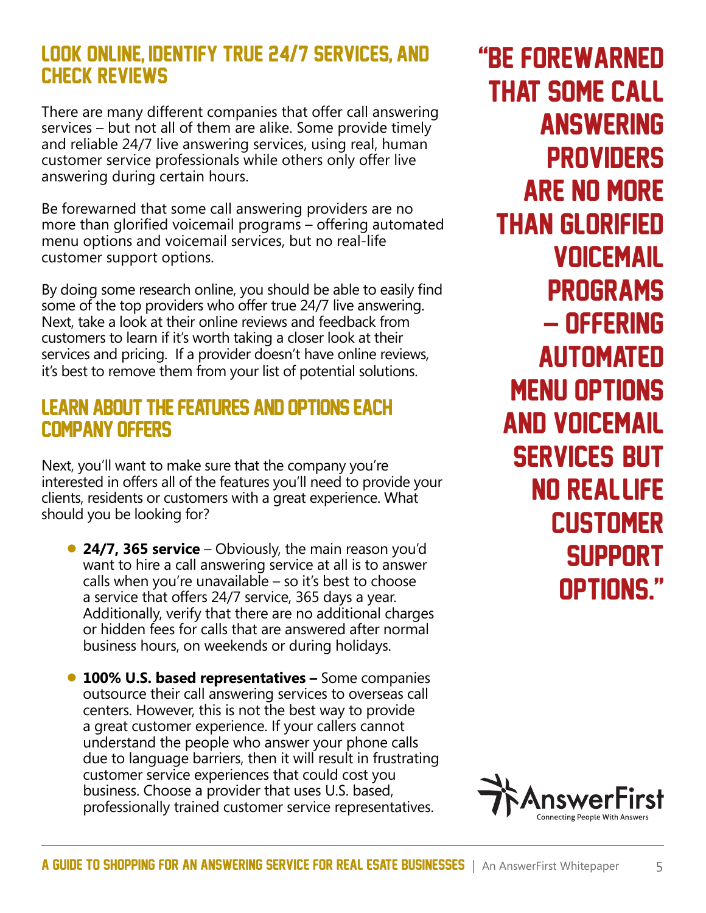## LOOK ONLINE, IDENTIFY TRUE 24/7 SERVICES, AND CHECK REVIEWS

There are many different companies that offer call answering services – but not all of them are alike. Some provide timely and reliable 24/7 live answering services, using real, human customer service professionals while others only offer live answering during certain hours.

Be forewarned that some call answering providers are no more than glorified voicemail programs – offering automated menu options and voicemail services, but no real-life customer support options.

By doing some research online, you should be able to easily find some of the top providers who offer true 24/7 live answering. Next, take a look at their online reviews and feedback from customers to learn if it's worth taking a closer look at their services and pricing. If a provider doesn't have online reviews, it's best to remove them from your list of potential solutions.

## LEARN ABOUT THE FEATURES AND OPTIONS EACH COMPANY OFFERS

Next, you'll want to make sure that the company you're interested in offers all of the features you'll need to provide your clients, residents or customers with a great experience. What should you be looking for?

- **24/7, 365 service** – Obviously, the main reason you'd want to hire a call answering service at all is to answer calls when you're unavailable – so it's best to choose a service that offers 24/7 service, 365 days a year. Additionally, verify that there are no additional charges or hidden fees for calls that are answered after normal business hours, on weekends or during holidays.
- **100% U.S. based representatives –** Some companies outsource their call answering services to overseas call centers. However, this is not the best way to provide a great customer experience. If your callers cannot understand the people who answer your phone calls due to language barriers, then it will result in frustrating customer service experiences that could cost you business. Choose a provider that uses U.S. based, professionally trained customer service representatives.

> "BE FOREWARNED THAT SOME CALL ANSWERING PROVIDERS ARE NO MORE THAN GLORIFIED VOICEMAIL PROGRAMS – OFFERING AUTOMATED MENU OPTIONS AND VOICEMAIL SERVICES BUT NO REAL LIFE CUSTOMER SUPPORT OPTIONS."

AnswerFirst
Connecting People With Answers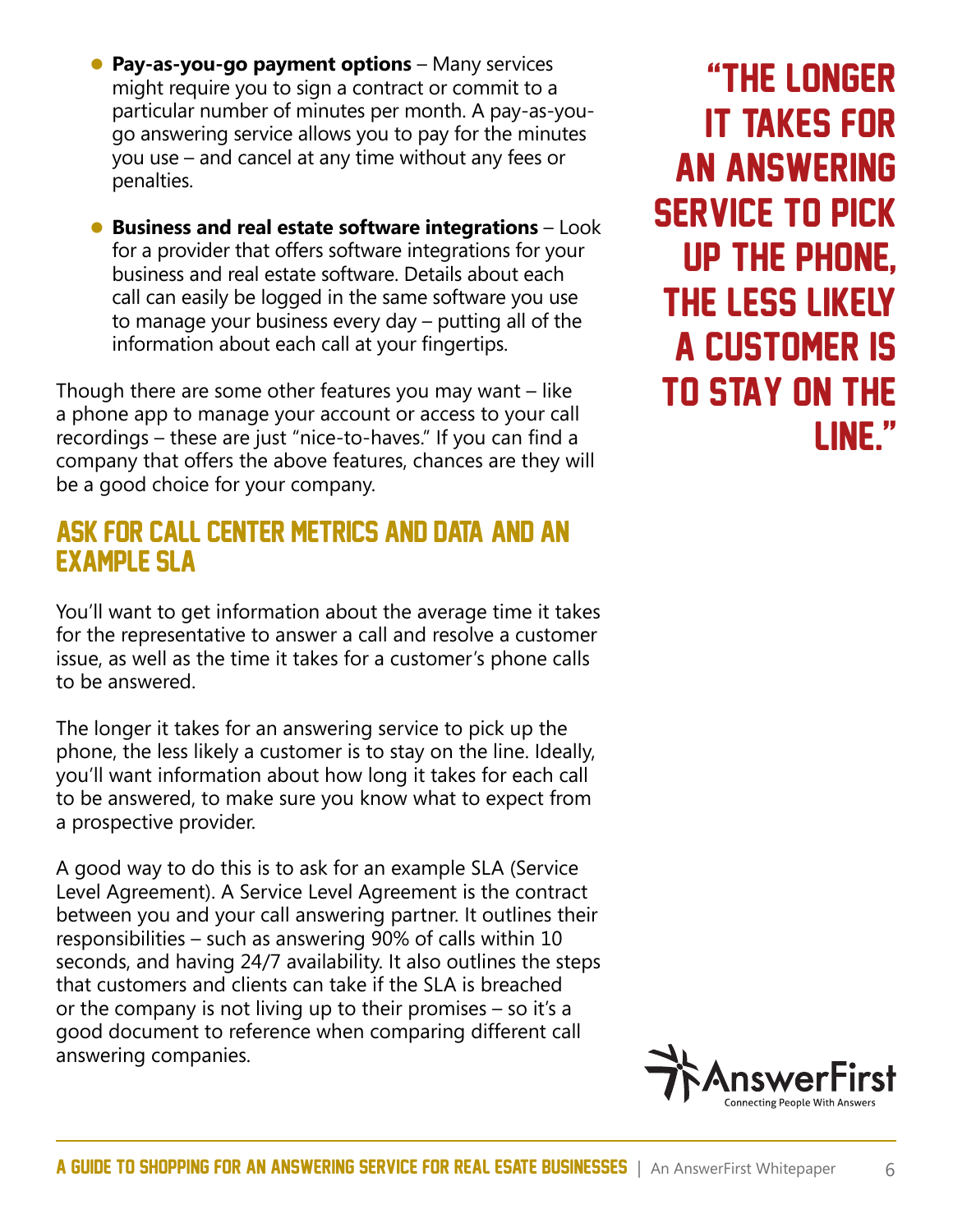- **Pay-as-you-go payment options** – Many services might require you to sign a contract or commit to a particular number of minutes per month. A pay-as-you-go answering service allows you to pay for the minutes you use – and cancel at any time without any fees or penalties.
- **Business and real estate software integrations** – Look for a provider that offers software integrations for your business and real estate software. Details about each call can easily be logged in the same software you use to manage your business every day – putting all of the information about each call at your fingertips.

Though there are some other features you may want – like a phone app to manage your account or access to your call recordings – these are just "nice-to-haves." If you can find a company that offers the above features, chances are they will be a good choice for your company.

## Ask for Call Center Metrics and Data and an Example SLA

You'll want to get information about the average time it takes for the representative to answer a call and resolve a customer issue, as well as the time it takes for a customer's phone calls to be answered.

The longer it takes for an answering service to pick up the phone, the less likely a customer is to stay on the line. Ideally, you'll want information about how long it takes for each call to be answered, to make sure you know what to expect from a prospective provider.

A good way to do this is to ask for an example SLA (Service Level Agreement). A Service Level Agreement is the contract between you and your call answering partner. It outlines their responsibilities – such as answering 90% of calls within 10 seconds, and having 24/7 availability. It also outlines the steps that customers and clients can take if the SLA is breached or the company is not living up to their promises – so it's a good document to reference when comparing different call answering companies.

> "The longer it takes for an answering service to pick up the phone, the less likely a customer is to stay on the line."

AnswerFirst
Connecting People With Answers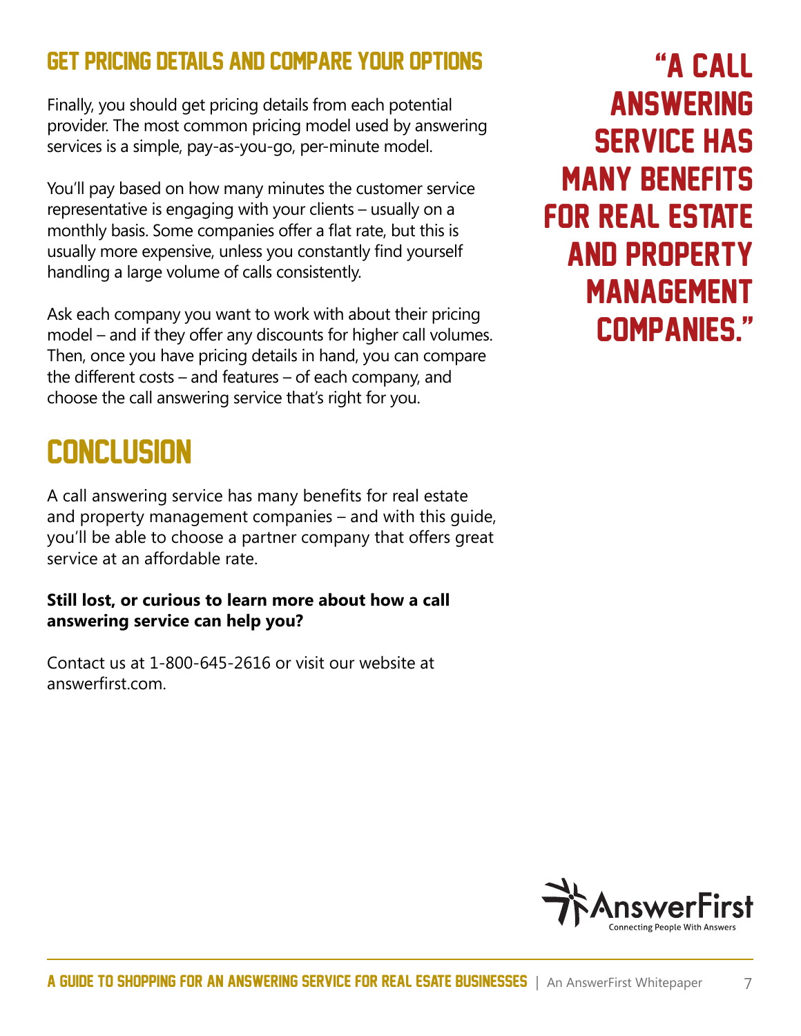## Get Pricing Details and Compare Your Options

Finally, you should get pricing details from each potential provider. The most common pricing model used by answering services is a simple, pay-as-you-go, per-minute model.

You'll pay based on how many minutes the customer service representative is engaging with your clients – usually on a monthly basis. Some companies offer a flat rate, but this is usually more expensive, unless you constantly find yourself handling a large volume of calls consistently.

Ask each company you want to work with about their pricing model – and if they offer any discounts for higher call volumes. Then, once you have pricing details in hand, you can compare the different costs – and features – of each company, and choose the call answering service that's right for you.

**"A call answering service has many benefits for real estate and property management companies."**

# Conclusion

A call answering service has many benefits for real estate and property management companies – and with this guide, you'll be able to choose a partner company that offers great service at an affordable rate.

**Still lost, or curious to learn more about how a call answering service can help you?**

Contact us at 1-800-645-2616 or visit our website at answerfirst.com.

AnswerFirst
Connecting People With Answers